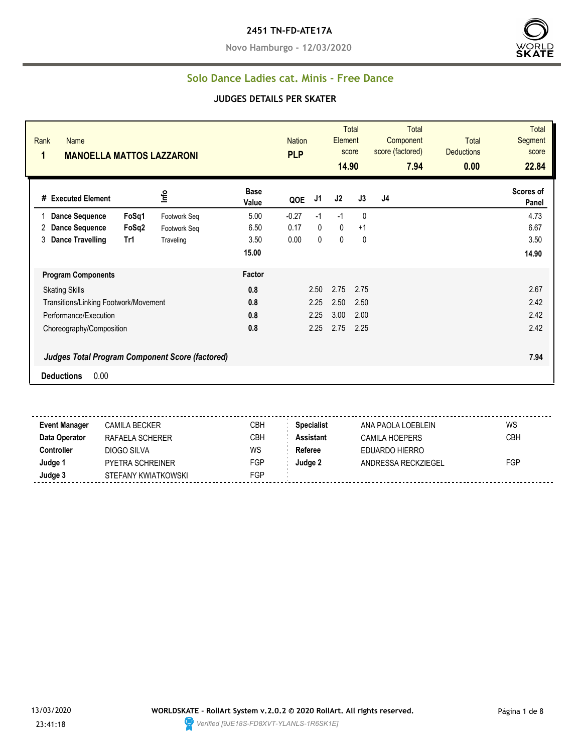**2451 TN-FD-ATE17A**

**Novo Hamburgo - 12/03/2020**

## Solo Dance Ladies cat. Minis - Free Dance

### JUDGES DETAILS PER SKATER

| Rank | Name | Nation | Total Element score | Total Component score (factored) | Total Deductions | Total Segment score |
|---|---|---|---|---|---|---|
| 1 | MANOELLA MATTOS LAZZARONI | PLP | 14.90 | 7.94 | 0.00 | 22.84 |

| # | Executed Element | | Info | Base Value | QOE | J1 | J2 | J3 | J4 | Scores of Panel |
|---|---|---|---|---|---|---|---|---|---|---|
| 1 | Dance Sequence | FoSq1 | Footwork Seq | 5.00 | -0.27 | -1 | -1 | 0 | | 4.73 |
| 2 | Dance Sequence | FoSq2 | Footwork Seq | 6.50 | 0.17 | 0 | 0 | +1 | | 6.67 |
| 3 | Dance Travelling | Tr1 | Traveling | 3.50 | 0.00 | 0 | 0 | 0 | | 3.50 |
| | | | | 15.00 | | | | | | 14.90 |

| Program Components | Factor | J1 | J2 | J3 | J4 | Scores of Panel |
|---|---|---|---|---|---|---|
| Skating Skills | 0.8 | 2.50 | 2.75 | 2.75 | | 2.67 |
| Transitions/Linking Footwork/Movement | 0.8 | 2.25 | 2.50 | 2.50 | | 2.42 |
| Performance/Execution | 0.8 | 2.25 | 3.00 | 2.00 | | 2.42 |
| Choreography/Composition | 0.8 | 2.25 | 2.75 | 2.25 | | 2.42 |

***Judges Total Program Component Score (factored)*** **7.94**

**Deductions** 0.00

| | | | | | |
|---|---|---|---|---|---|
| **Event Manager** | CAMILA BECKER | CBH | **Specialist** | ANA PAOLA LOEBLEIN | WS |
| **Data Operator** | RAFAELA SCHERER | CBH | **Assistant** | CAMILA HOEPERS | CBH |
| **Controller** | DIOGO SILVA | WS | **Referee** | EDUARDO HIERRO | |
| **Judge 1** | PYETRA SCHREINER | FGP | **Judge 2** | ANDRESSA RECKZIEGEL | FGP |
| **Judge 3** | STEFANY KWIATKOWSKI | FGP | | | |

13/03/2020
23:41:18

**WORLDSKATE - RollArt System v.2.0.2 © 2020 RollArt. All rights reserved.**

*Verified [9JE18S-FD8XVT-YLANLS-1R6SK1E]*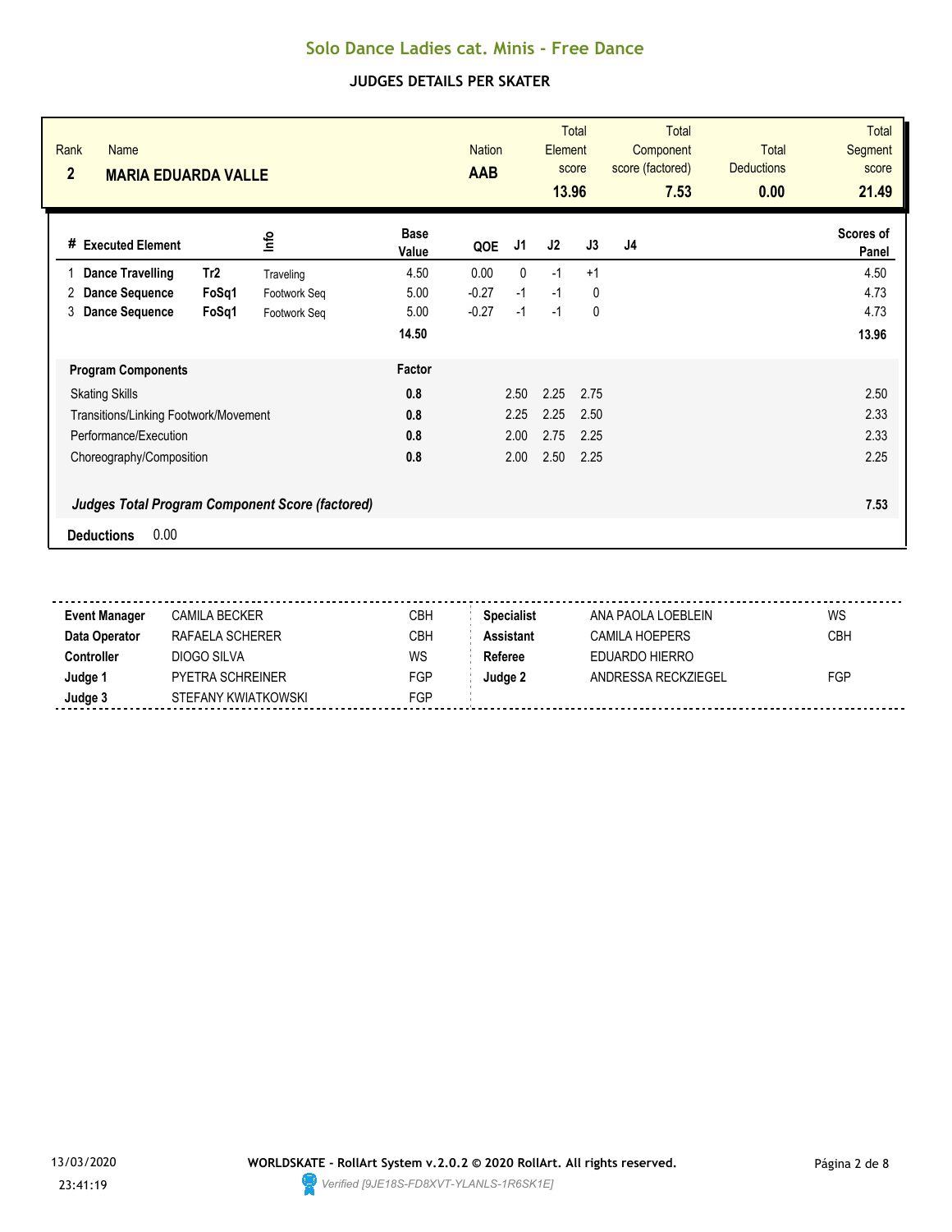# Solo Dance Ladies cat. Minis - Free Dance

## JUDGES DETAILS PER SKATER

| Rank | Name | Nation | Total Element score | Total Component score (factored) | Total Deductions | Total Segment score |
|---|---|---|---|---|---|---|
| 2 | MARIA EDUARDA VALLE | AAB | 13.96 | 7.53 | 0.00 | 21.49 |

| # | Executed Element | | Info | Base Value | QOE | J1 | J2 | J3 | J4 | Scores of Panel |
|---|---|---|---|---|---|---|---|---|---|---|
| 1 | Dance Travelling | Tr2 | Traveling | 4.50 | 0.00 | 0 | -1 | +1 | | 4.50 |
| 2 | Dance Sequence | FoSq1 | Footwork Seq | 5.00 | -0.27 | -1 | -1 | 0 | | 4.73 |
| 3 | Dance Sequence | FoSq1 | Footwork Seq | 5.00 | -0.27 | -1 | -1 | 0 | | 4.73 |
| | | | | 14.50 | | | | | | 13.96 |

| Program Components | Factor | J1 | J2 | J3 | J4 | Scores of Panel |
|---|---|---|---|---|---|---|
| Skating Skills | 0.8 | 2.50 | 2.25 | 2.75 | | 2.50 |
| Transitions/Linking Footwork/Movement | 0.8 | 2.25 | 2.25 | 2.50 | | 2.33 |
| Performance/Execution | 0.8 | 2.00 | 2.75 | 2.25 | | 2.33 |
| Choreography/Composition | 0.8 | 2.00 | 2.50 | 2.25 | | 2.25 |
| *Judges Total Program Component Score (factored)* | | | | | | 7.53 |

**Deductions** 0.00

| | | | | | |
|---|---|---|---|---|---|
| **Event Manager** | CAMILA BECKER | CBH | **Specialist** | ANA PAOLA LOEBLEIN | WS |
| **Data Operator** | RAFAELA SCHERER | CBH | **Assistant** | CAMILA HOEPERS | CBH |
| **Controller** | DIOGO SILVA | WS | **Referee** | EDUARDO HIERRO | |
| **Judge 1** | PYETRA SCHREINER | FGP | **Judge 2** | ANDRESSA RECKZIEGEL | FGP |
| **Judge 3** | STEFANY KWIATKOWSKI | FGP | | | |

13/03/2020 23:41:19

WORLDSKATE - RollArt System v.2.0.2 © 2020 RollArt. All rights reserved.

Verified [9JE18S-FD8XVT-YLANLS-1R6SK1E]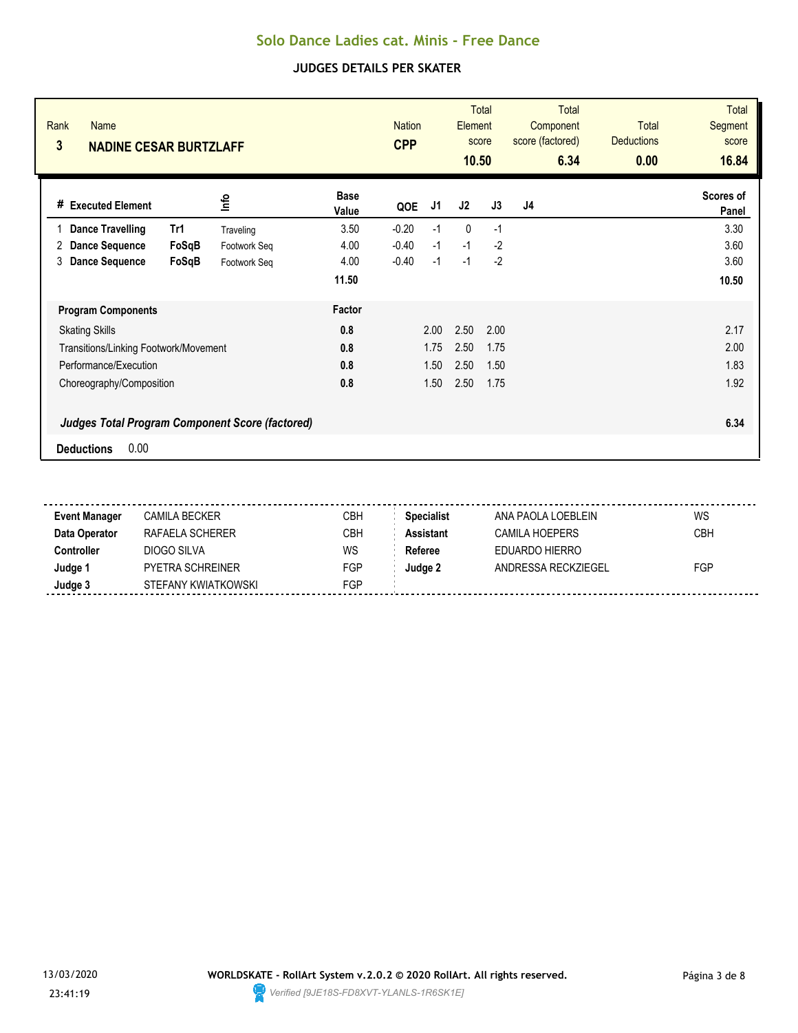# Solo Dance Ladies cat. Minis - Free Dance

## JUDGES DETAILS PER SKATER

| Rank | Name | Nation | Total Element score | Total Component score (factored) | Total Deductions | Total Segment score |
|---|---|---|---|---|---|---|
| 3 | NADINE CESAR BURTZLAFF | CPP | 10.50 | 6.34 | 0.00 | 16.84 |

| # | Executed Element | | Info | Base Value | QOE | J1 | J2 | J3 | J4 | Scores of Panel |
|---|---|---|---|---|---|---|---|---|---|---|
| 1 | Dance Travelling | Tr1 | Traveling | 3.50 | -0.20 | -1 | 0 | -1 | | 3.30 |
| 2 | Dance Sequence | FoSqB | Footwork Seq | 4.00 | -0.40 | -1 | -1 | -2 | | 3.60 |
| 3 | Dance Sequence | FoSqB | Footwork Seq | 4.00 | -0.40 | -1 | -1 | -2 | | 3.60 |
| | | | | 11.50 | | | | | | 10.50 |

| Program Components | Factor | J1 | J2 | J3 | J4 | Scores of Panel |
|---|---|---|---|---|---|---|
| Skating Skills | 0.8 | 2.00 | 2.50 | 2.00 | | 2.17 |
| Transitions/Linking Footwork/Movement | 0.8 | 1.75 | 2.50 | 1.75 | | 2.00 |
| Performance/Execution | 0.8 | 1.50 | 2.50 | 1.50 | | 1.83 |
| Choreography/Composition | 0.8 | 1.50 | 2.50 | 1.75 | | 1.92 |
| ***Judges Total Program Component Score (factored)*** | | | | | | **6.34** |

**Deductions** 0.00

| | | | | | |
|---|---|---|---|---|---|
| **Event Manager** | CAMILA BECKER | CBH | **Specialist** | ANA PAOLA LOEBLEIN | WS |
| **Data Operator** | RAFAELA SCHERER | CBH | **Assistant** | CAMILA HOEPERS | CBH |
| **Controller** | DIOGO SILVA | WS | **Referee** | EDUARDO HIERRO | |
| **Judge 1** | PYETRA SCHREINER | FGP | **Judge 2** | ANDRESSA RECKZIEGEL | FGP |
| **Judge 3** | STEFANY KWIATKOWSKI | FGP | | | |

13/03/2020 23:41:19

**WORLDSKATE - RollArt System v.2.0.2 © 2020 RollArt. All rights reserved.**

*Verified [9JE18S-FD8XVT-YLANLS-1R6SK1E]*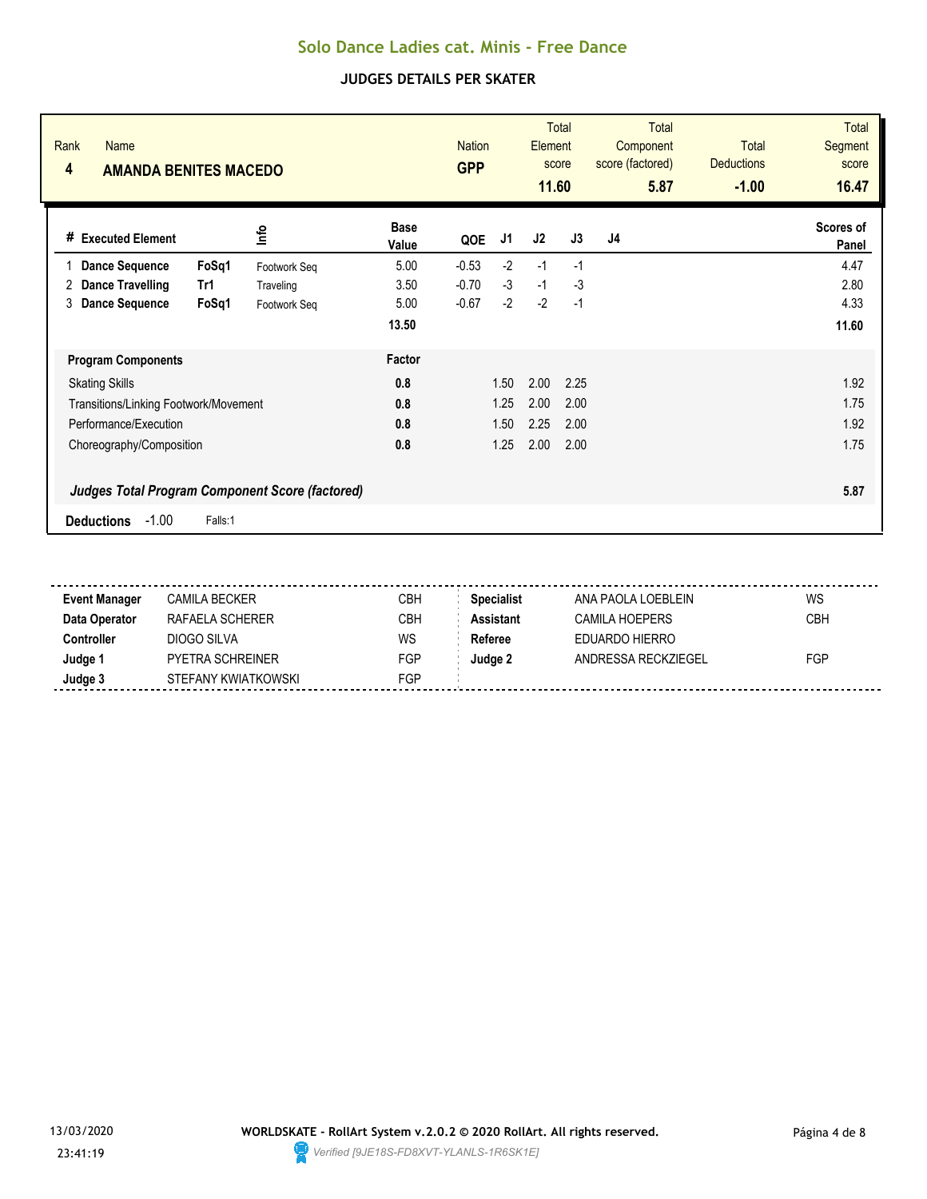# Solo Dance Ladies cat. Minis - Free Dance

## JUDGES DETAILS PER SKATER

| Rank | Name | Nation | Total Element score | Total Component score (factored) | Total Deductions | Total Segment score |
|---|---|---|---|---|---|---|
| 4 | **AMANDA BENITES MACEDO** | **GPP** | **11.60** | **5.87** | **-1.00** | **16.47** |

| # | Executed Element | | Info | Base Value | QOE | J1 | J2 | J3 | J4 | Scores of Panel |
|---|---|---|---|---|---|---|---|---|---|---|
| 1 | **Dance Sequence** | **FoSq1** | Footwork Seq | 5.00 | -0.53 | -2 | -1 | -1 | | 4.47 |
| 2 | **Dance Travelling** | **Tr1** | Traveling | 3.50 | -0.70 | -3 | -1 | -3 | | 2.80 |
| 3 | **Dance Sequence** | **FoSq1** | Footwork Seq | 5.00 | -0.67 | -2 | -2 | -1 | | 4.33 |
| | | | | **13.50** | | | | | | **11.60** |

| Program Components | Factor | J1 | J2 | J3 | J4 | Scores of Panel |
|---|---|---|---|---|---|---|
| Skating Skills | **0.8** | 1.50 | 2.00 | 2.25 | | 1.92 |
| Transitions/Linking Footwork/Movement | **0.8** | 1.25 | 2.00 | 2.00 | | 1.75 |
| Performance/Execution | **0.8** | 1.50 | 2.25 | 2.00 | | 1.92 |
| Choreography/Composition | **0.8** | 1.25 | 2.00 | 2.00 | | 1.75 |

***Judges Total Program Component Score (factored)*** **5.87**

**Deductions** -1.00 Falls:1

| | | | | | |
|---|---|---|---|---|---|
| **Event Manager** | CAMILA BECKER | CBH | **Specialist** | ANA PAOLA LOEBLEIN | WS |
| **Data Operator** | RAFAELA SCHERER | CBH | **Assistant** | CAMILA HOEPERS | CBH |
| **Controller** | DIOGO SILVA | WS | **Referee** | EDUARDO HIERRO | |
| **Judge 1** | PYETRA SCHREINER | FGP | **Judge 2** | ANDRESSA RECKZIEGEL | FGP |
| **Judge 3** | STEFANY KWIATKOWSKI | FGP | | | |

13/03/2020 23:41:19

**WORLDSKATE - RollArt System v.2.0.2 © 2020 RollArt. All rights reserved.**

*Verified [9JE18S-FD8XVT-YLANLS-1R6SK1E]*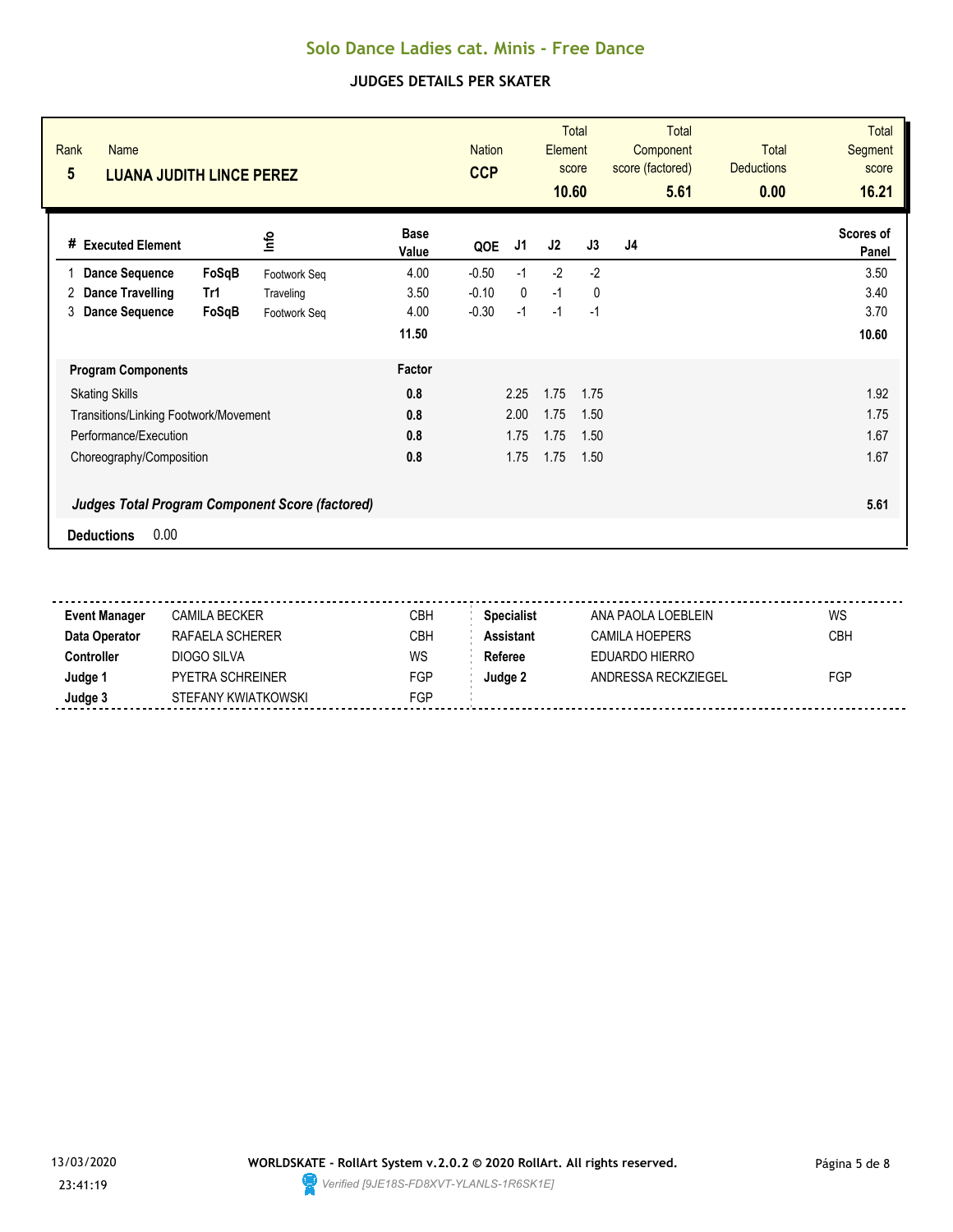# Solo Dance Ladies cat. Minis - Free Dance

## JUDGES DETAILS PER SKATER

| Rank | Name | Nation | Total Element score | Total Component score (factored) | Total Deductions | Total Segment score |
|---|---|---|---|---|---|---|
| 5 | LUANA JUDITH LINCE PEREZ | CCP | 10.60 | 5.61 | 0.00 | 16.21 |

| # | Executed Element | | Info | Base Value | QOE | J1 | J2 | J3 | J4 | Scores of Panel |
|---|---|---|---|---|---|---|---|---|---|---|
| 1 | Dance Sequence | FoSqB | Footwork Seq | 4.00 | -0.50 | -1 | -2 | -2 | | 3.50 |
| 2 | Dance Travelling | Tr1 | Traveling | 3.50 | -0.10 | 0 | -1 | 0 | | 3.40 |
| 3 | Dance Sequence | FoSqB | Footwork Seq | 4.00 | -0.30 | -1 | -1 | -1 | | 3.70 |
| | | | | 11.50 | | | | | | 10.60 |

| Program Components | Factor | J1 | J2 | J3 | J4 | |
|---|---|---|---|---|---|---|
| Skating Skills | 0.8 | 2.25 | 1.75 | 1.75 | | 1.92 |
| Transitions/Linking Footwork/Movement | 0.8 | 2.00 | 1.75 | 1.50 | | 1.75 |
| Performance/Execution | 0.8 | 1.75 | 1.75 | 1.50 | | 1.67 |
| Choreography/Composition | 0.8 | 1.75 | 1.75 | 1.50 | | 1.67 |
| *Judges Total Program Component Score (factored)* | | | | | | 5.61 |

**Deductions** 0.00

| | | | | | |
|---|---|---|---|---|---|
| **Event Manager** | CAMILA BECKER | CBH | **Specialist** | ANA PAOLA LOEBLEIN | WS |
| **Data Operator** | RAFAELA SCHERER | CBH | **Assistant** | CAMILA HOEPERS | CBH |
| **Controller** | DIOGO SILVA | WS | **Referee** | EDUARDO HIERRO | |
| **Judge 1** | PYETRA SCHREINER | FGP | **Judge 2** | ANDRESSA RECKZIEGEL | FGP |
| **Judge 3** | STEFANY KWIATKOWSKI | FGP | | | |

13/03/2020 23:41:19

WORLDSKATE - RollArt System v.2.0.2 © 2020 RollArt. All rights reserved.

Verified [9JE18S-FD8XVT-YLANLS-1R6SK1E]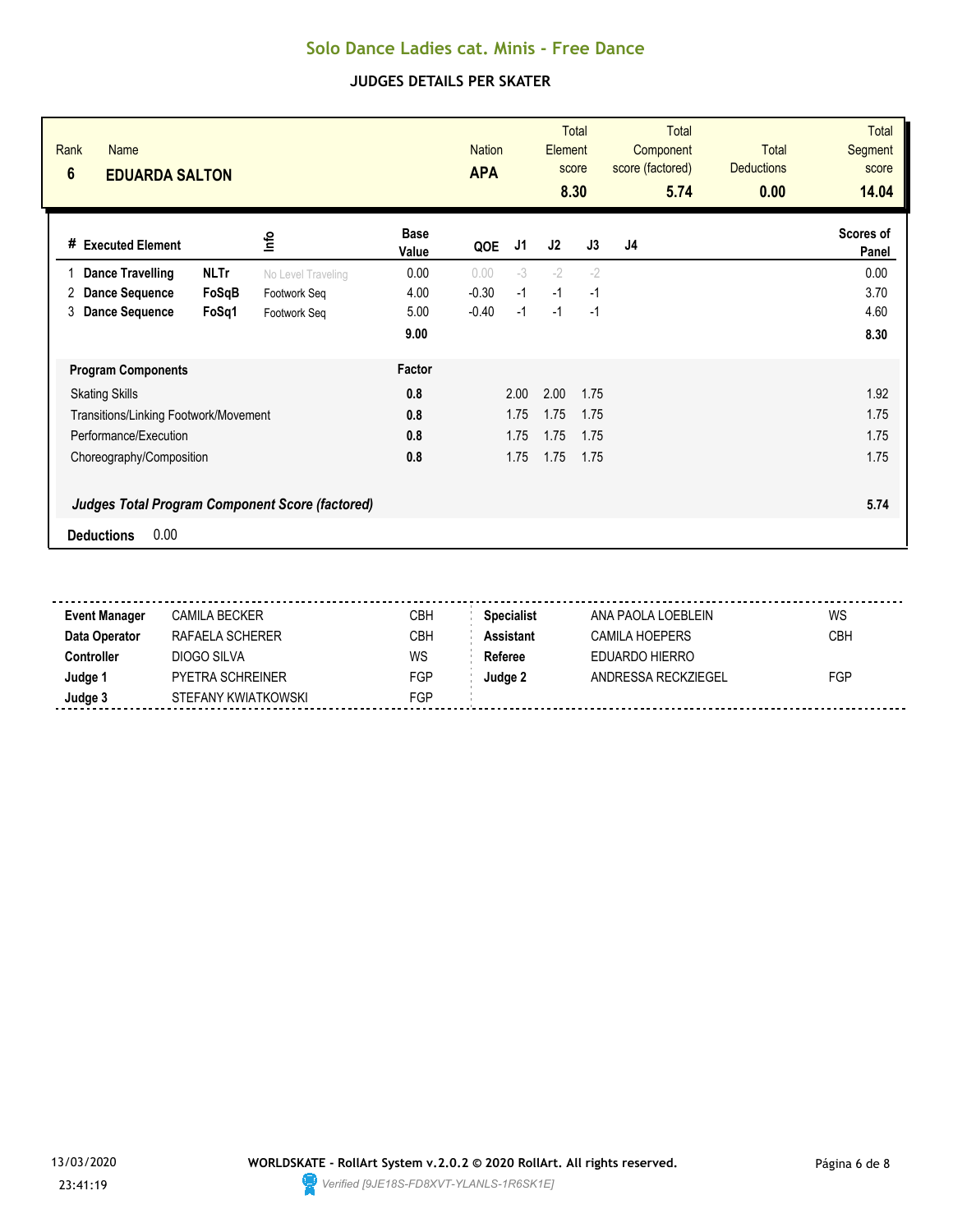# Solo Dance Ladies cat. Minis - Free Dance

## JUDGES DETAILS PER SKATER

| Rank | Name | Nation | Total Element score | Total Component score (factored) | Total Deductions | Total Segment score |
|---|---|---|---|---|---|---|
| 6 | **EDUARDA SALTON** | **APA** | **8.30** | **5.74** | **0.00** | **14.04** |

| # | Executed Element | | Info | Base Value | QOE | J1 | J2 | J3 | J4 | Scores of Panel |
|---|---|---|---|---|---|---|---|---|---|---|
| 1 | Dance Travelling | NLTr | No Level Traveling | 0.00 | 0.00 | -3 | -2 | -2 | | 0.00 |
| 2 | Dance Sequence | FoSqB | Footwork Seq | 4.00 | -0.30 | -1 | -1 | -1 | | 3.70 |
| 3 | Dance Sequence | FoSq1 | Footwork Seq | 5.00 | -0.40 | -1 | -1 | -1 | | 4.60 |
| | | | | **9.00** | | | | | | **8.30** |

| Program Components | Factor | J1 | J2 | J3 | J4 | |
|---|---|---|---|---|---|---|
| Skating Skills | **0.8** | 2.00 | 2.00 | 1.75 | | 1.92 |
| Transitions/Linking Footwork/Movement | **0.8** | 1.75 | 1.75 | 1.75 | | 1.75 |
| Performance/Execution | **0.8** | 1.75 | 1.75 | 1.75 | | 1.75 |
| Choreography/Composition | **0.8** | 1.75 | 1.75 | 1.75 | | 1.75 |
| ***Judges Total Program Component Score (factored)*** | | | | | | **5.74** |

**Deductions** 0.00

| | | | | | |
|---|---|---|---|---|---|
| **Event Manager** | CAMILA BECKER | CBH | **Specialist** | ANA PAOLA LOEBLEIN | WS |
| **Data Operator** | RAFAELA SCHERER | CBH | **Assistant** | CAMILA HOEPERS | CBH |
| **Controller** | DIOGO SILVA | WS | **Referee** | EDUARDO HIERRO | |
| **Judge 1** | PYETRA SCHREINER | FGP | **Judge 2** | ANDRESSA RECKZIEGEL | FGP |
| **Judge 3** | STEFANY KWIATKOWSKI | FGP | | | |

13/03/2020 23:41:19

**WORLDSKATE - RollArt System v.2.0.2 © 2020 RollArt. All rights reserved.**

*Verified [9JE18S-FD8XVT-YLANLS-1R6SK1E]*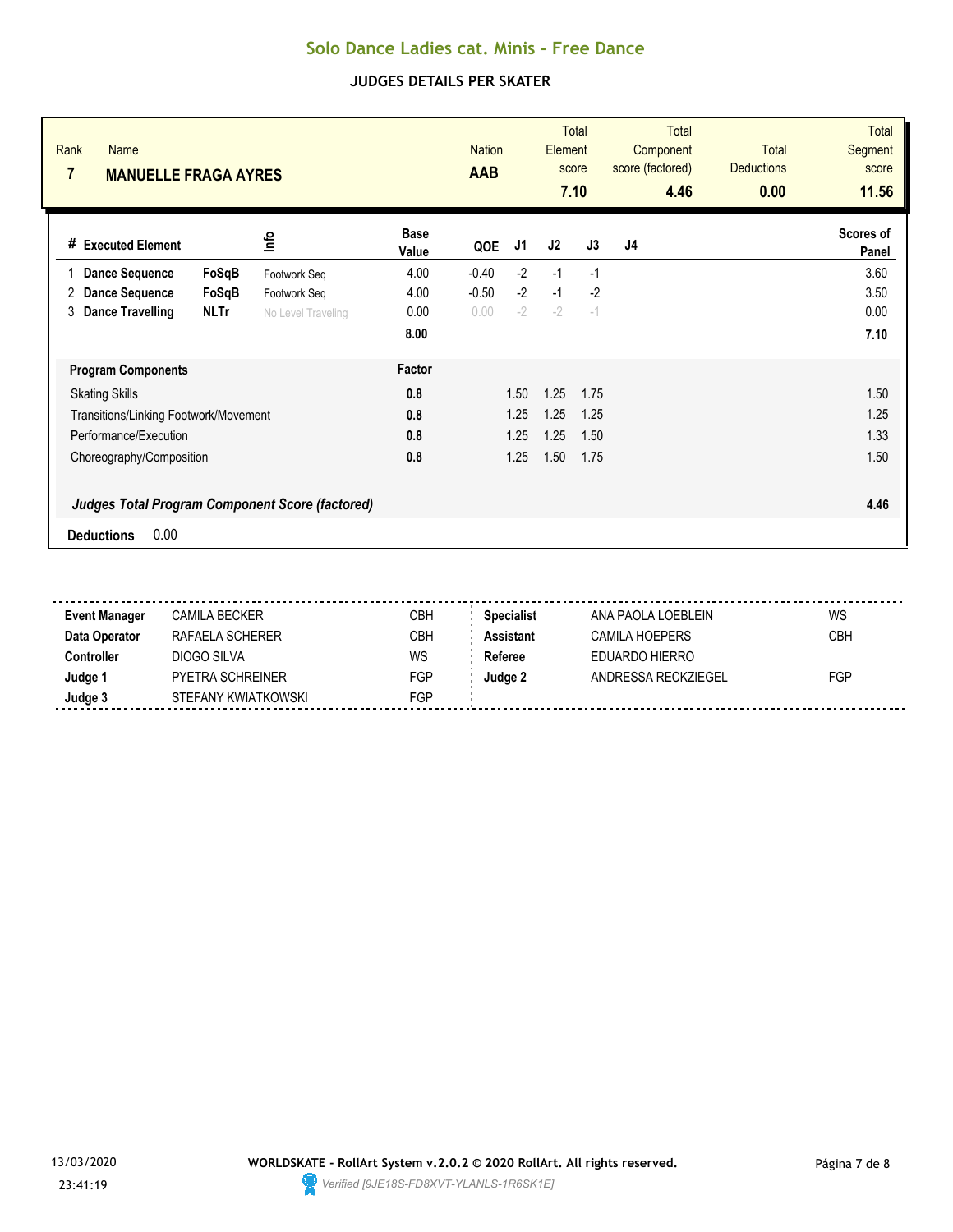# Solo Dance Ladies cat. Minis - Free Dance

## JUDGES DETAILS PER SKATER

| Rank | Name | Nation | Total Element score | Total Component score (factored) | Total Deductions | Total Segment score |
|---|---|---|---|---|---|---|
| 7 | **MANUELLE FRAGA AYRES** | **AAB** | **7.10** | **4.46** | **0.00** | **11.56** |

| # | Executed Element | | Info | Base Value | QOE | J1 | J2 | J3 | J4 | Scores of Panel |
|---|---|---|---|---|---|---|---|---|---|---|
| 1 | **Dance Sequence** | **FoSqB** | Footwork Seq | 4.00 | -0.40 | -2 | -1 | -1 | | 3.60 |
| 2 | **Dance Sequence** | **FoSqB** | Footwork Seq | 4.00 | -0.50 | -2 | -1 | -2 | | 3.50 |
| 3 | **Dance Travelling** | **NLTr** | No Level Traveling | 0.00 | 0.00 | -2 | -2 | -1 | | 0.00 |
| | | | | **8.00** | | | | | | **7.10** |

| Program Components | Factor | J1 | J2 | J3 | J4 | Scores of Panel |
|---|---|---|---|---|---|---|
| Skating Skills | **0.8** | 1.50 | 1.25 | 1.75 | | 1.50 |
| Transitions/Linking Footwork/Movement | **0.8** | 1.25 | 1.25 | 1.25 | | 1.25 |
| Performance/Execution | **0.8** | 1.25 | 1.25 | 1.50 | | 1.33 |
| Choreography/Composition | **0.8** | 1.25 | 1.50 | 1.75 | | 1.50 |
| ***Judges Total Program Component Score (factored)*** | | | | | | **4.46** |

**Deductions** 0.00

| | | | | | |
|---|---|---|---|---|---|
| **Event Manager** | CAMILA BECKER | CBH | **Specialist** | ANA PAOLA LOEBLEIN | WS |
| **Data Operator** | RAFAELA SCHERER | CBH | **Assistant** | CAMILA HOEPERS | CBH |
| **Controller** | DIOGO SILVA | WS | **Referee** | EDUARDO HIERRO | |
| **Judge 1** | PYETRA SCHREINER | FGP | **Judge 2** | ANDRESSA RECKZIEGEL | FGP |
| **Judge 3** | STEFANY KWIATKOWSKI | FGP | | | |

13/03/2020
23:41:19

**WORLDSKATE - RollArt System v.2.0.2 © 2020 RollArt. All rights reserved.**
*Verified [9JE18S-FD8XVT-YLANLS-1R6SK1E]*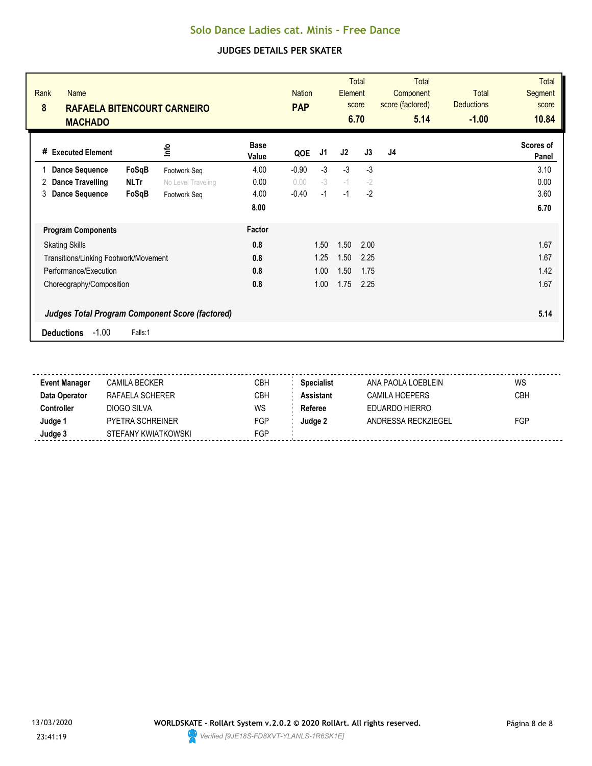# Solo Dance Ladies cat. Minis - Free Dance

## JUDGES DETAILS PER SKATER

| Rank | Name | Nation | Total Element score | Total Component score (factored) | Total Deductions | Total Segment score |
|---|---|---|---|---|---|---|
| 8 | RAFAELA BITENCOURT CARNEIRO MACHADO | PAP | 6.70 | 5.14 | -1.00 | 10.84 |

| # | Executed Element | | Info | Base Value | QOE | J1 | J2 | J3 | J4 | Scores of Panel |
|---|---|---|---|---|---|---|---|---|---|---|
| 1 | Dance Sequence | FoSqB | Footwork Seq | 4.00 | -0.90 | -3 | -3 | -3 | | 3.10 |
| 2 | Dance Travelling | NLTr | No Level Traveling | 0.00 | 0.00 | -3 | -1 | -2 | | 0.00 |
| 3 | Dance Sequence | FoSqB | Footwork Seq | 4.00 | -0.40 | -1 | -1 | -2 | | 3.60 |
| | | | | 8.00 | | | | | | 6.70 |

| Program Components | Factor | J1 | J2 | J3 | J4 | |
|---|---|---|---|---|---|---|
| Skating Skills | 0.8 | 1.50 | 1.50 | 2.00 | | 1.67 |
| Transitions/Linking Footwork/Movement | 0.8 | 1.25 | 1.50 | 2.25 | | 1.67 |
| Performance/Execution | 0.8 | 1.00 | 1.50 | 1.75 | | 1.42 |
| Choreography/Composition | 0.8 | 1.00 | 1.75 | 2.25 | | 1.67 |
| *Judges Total Program Component Score (factored)* | | | | | | 5.14 |

**Deductions** -1.00 Falls:1

| | | | | | |
|---|---|---|---|---|---|
| **Event Manager** | CAMILA BECKER | CBH | **Specialist** | ANA PAOLA LOEBLEIN | WS |
| **Data Operator** | RAFAELA SCHERER | CBH | **Assistant** | CAMILA HOEPERS | CBH |
| **Controller** | DIOGO SILVA | WS | **Referee** | EDUARDO HIERRO | |
| **Judge 1** | PYETRA SCHREINER | FGP | **Judge 2** | ANDRESSA RECKZIEGEL | FGP |
| **Judge 3** | STEFANY KWIATKOWSKI | FGP | | | |

13/03/2020
23:41:19

**WORLDSKATE - RollArt System v.2.0.2 © 2020 RollArt. All rights reserved.**

*Verified [9JE18S-FD8XVT-YLANLS-1R6SK1E]*